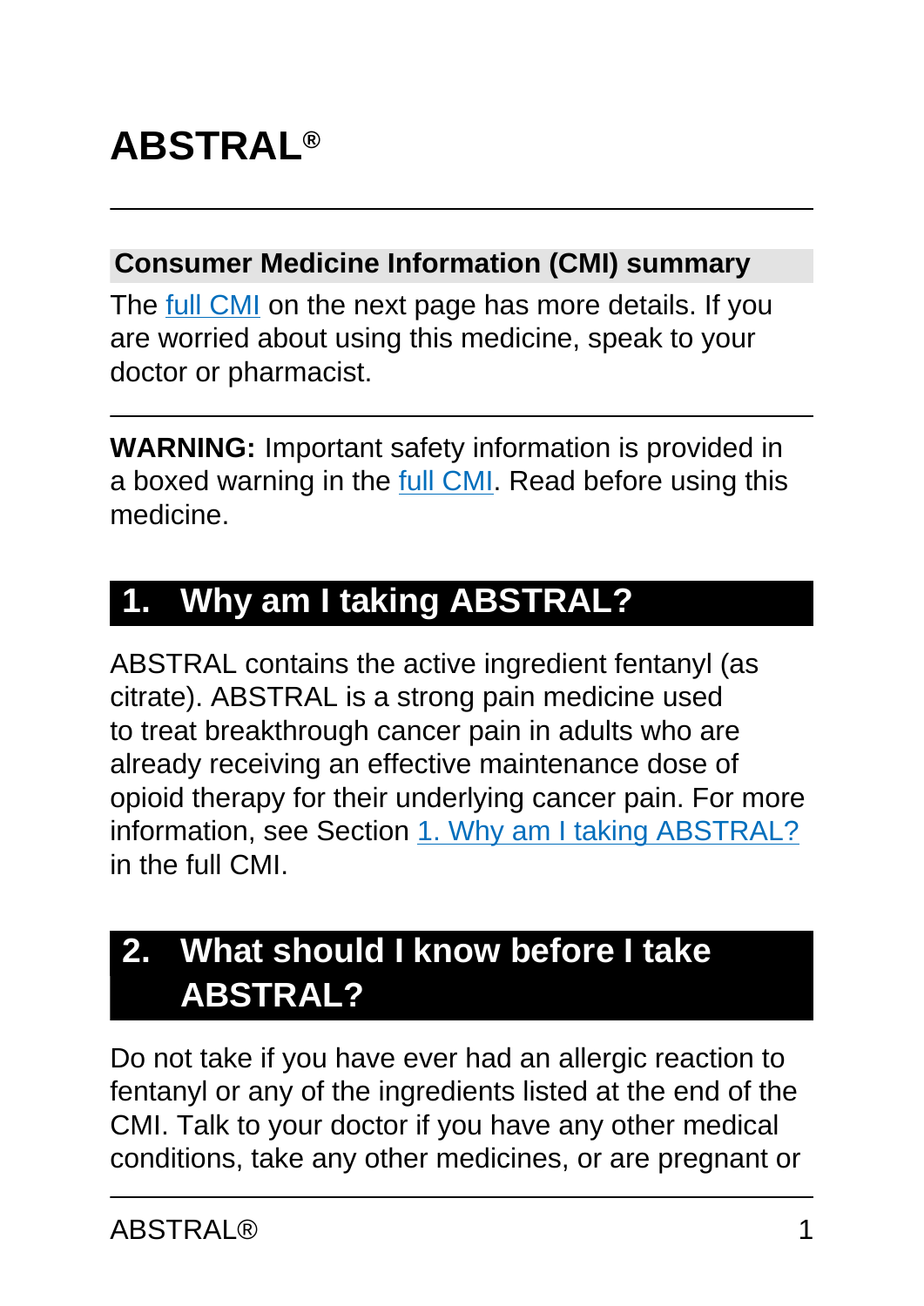# ABSTRAL®

## Consumer Medicine Information (CMI) summary

The full CMI on the next page has more details. If you are worried about using this medicine, speak to your doctor or pharmacist.

**WARNING:** Important safety information is provided in a boxed warning in the full CMI. Read before using this medicine.

## 1. Why am I taking ABSTRAL?

ABSTRAL contains the active ingredient fentanyl (as citrate). ABSTRAL is a strong pain medicine used to treat breakthrough cancer pain in adults who are already receiving an effective maintenance dose of opioid therapy for their underlying cancer pain. For more information, see Section 1. Why am I taking ABSTRAL? in the full CMI.

## 2. What should I know before I take ABSTRAL?

Do not take if you have ever had an allergic reaction to fentanyl or any of the ingredients listed at the end of the CMI. Talk to your doctor if you have any other medical conditions, take any other medicines, or are pregnant or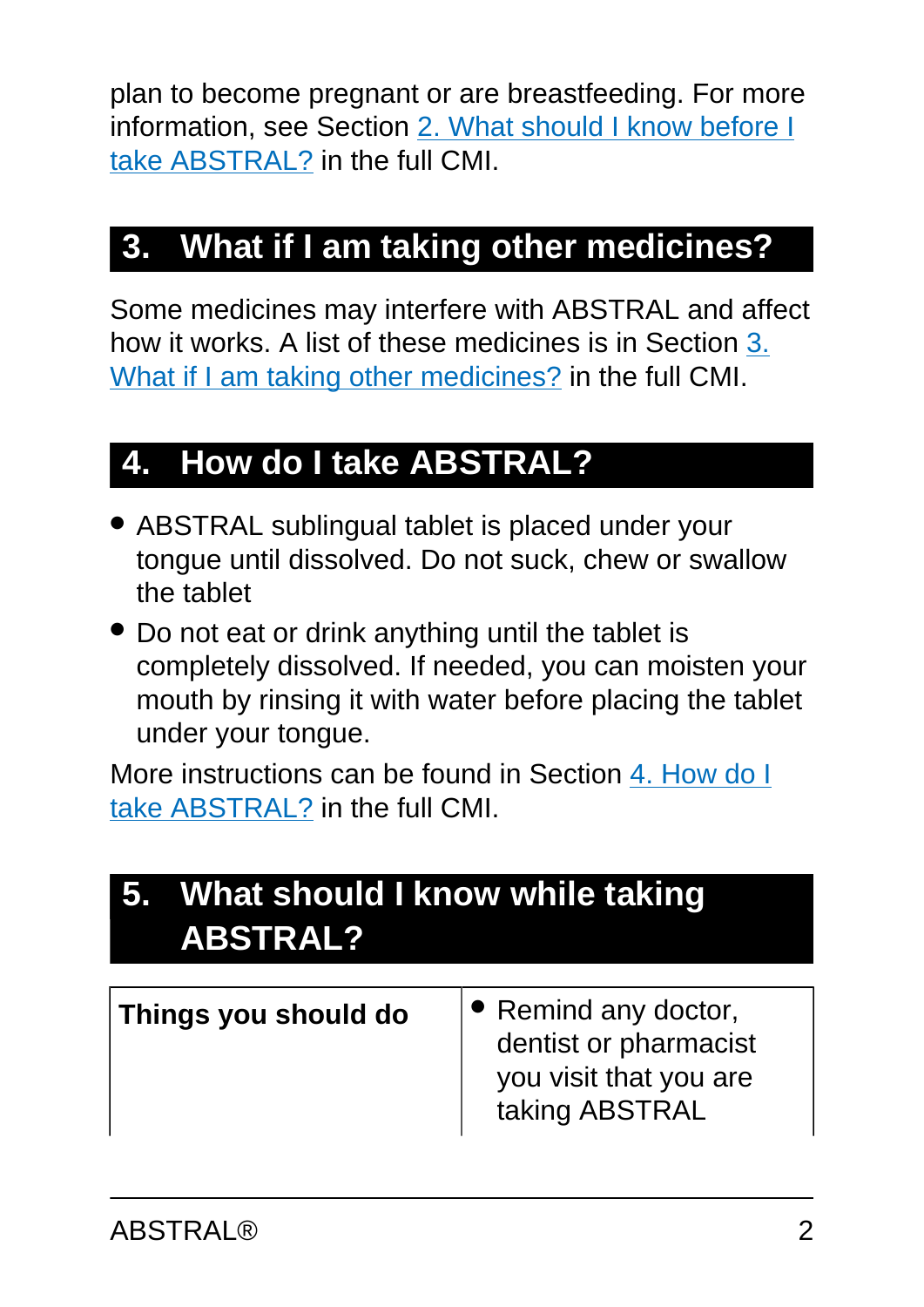plan to become pregnant or are breastfeeding. For more information, see Section 2. What should I know before I take ABSTRAL? in the full CMI.

## 3. What if I am taking other medicines?

Some medicines may interfere with ABSTRAL and affect how it works. A list of these medicines is in Section 3. What if I am taking other medicines? in the full CMI.

## 4. How do I take ABSTRAL?

- ABSTRAL sublingual tablet is placed under your tongue until dissolved. Do not suck, chew or swallow the tablet
- Do not eat or drink anything until the tablet is completely dissolved. If needed, you can moisten your mouth by rinsing it with water before placing the tablet under your tongue.

More instructions can be found in Section 4. How do I take ABSTRAL? in the full CMI.

## 5. What should I know while taking ABSTRAL?

| **Things you should do** | • Remind any doctor, dentist or pharmacist you visit that you are taking ABSTRAL |
|---|---|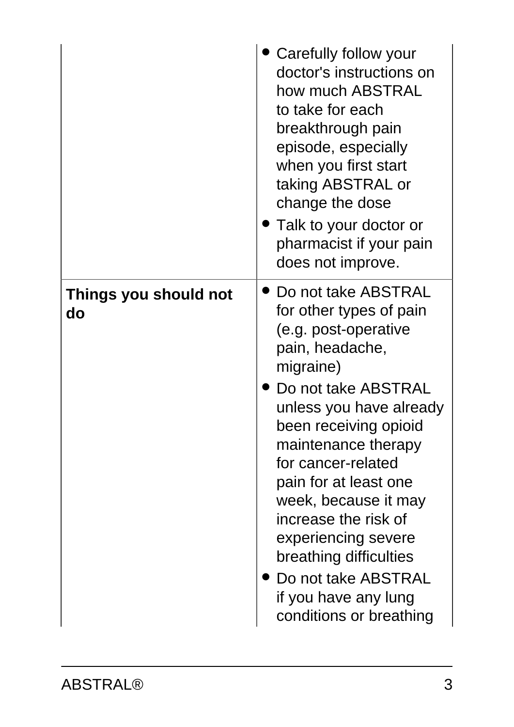| | |
|---|---|
| | • Carefully follow your doctor's instructions on how much ABSTRAL to take for each breakthrough pain episode, especially when you first start taking ABSTRAL or change the dose<br>• Talk to your doctor or pharmacist if your pain does not improve. |
| **Things you should not do** | • Do not take ABSTRAL for other types of pain (e.g. post-operative pain, headache, migraine)<br>• Do not take ABSTRAL unless you have already been receiving opioid maintenance therapy for cancer-related pain for at least one week, because it may increase the risk of experiencing severe breathing difficulties<br>• Do not take ABSTRAL if you have any lung conditions or breathing |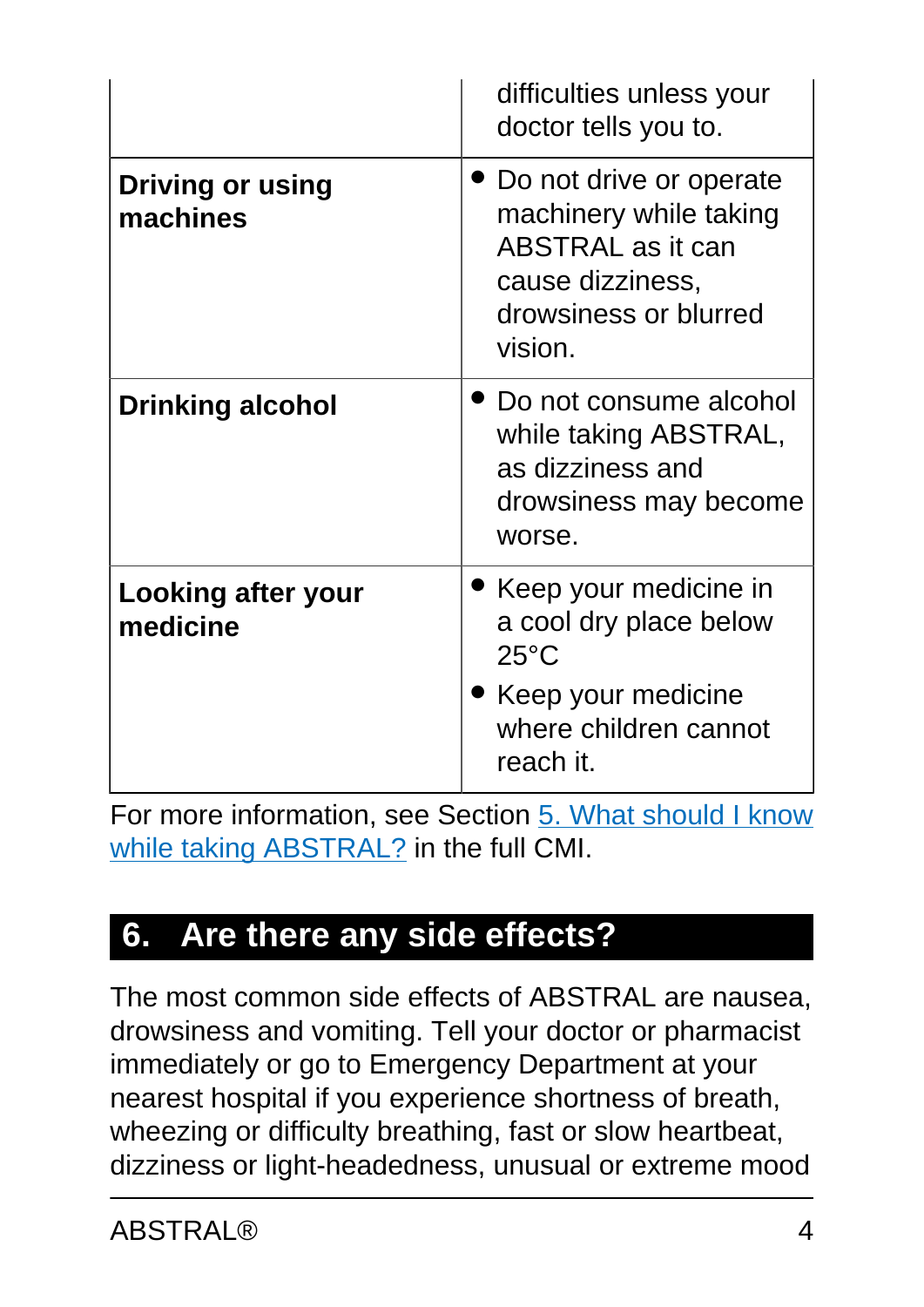| | |
|---|---|
| | difficulties unless your doctor tells you to. |
| **Driving or using machines** | • Do not drive or operate machinery while taking ABSTRAL as it can cause dizziness, drowsiness or blurred vision. |
| **Drinking alcohol** | • Do not consume alcohol while taking ABSTRAL, as dizziness and drowsiness may become worse. |
| **Looking after your medicine** | • Keep your medicine in a cool dry place below 25°C<br>• Keep your medicine where children cannot reach it. |

For more information, see Section 5. What should I know while taking ABSTRAL? in the full CMI.

## 6. Are there any side effects?

The most common side effects of ABSTRAL are nausea, drowsiness and vomiting. Tell your doctor or pharmacist immediately or go to Emergency Department at your nearest hospital if you experience shortness of breath, wheezing or difficulty breathing, fast or slow heartbeat, dizziness or light-headedness, unusual or extreme mood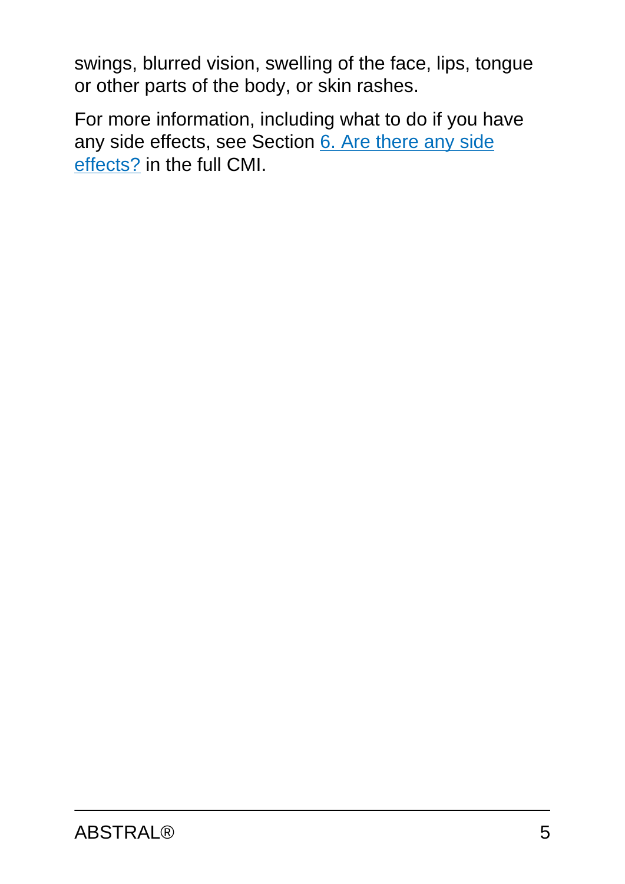swings, blurred vision, swelling of the face, lips, tongue or other parts of the body, or skin rashes.

For more information, including what to do if you have any side effects, see Section 6. Are there any side effects? in the full CMI.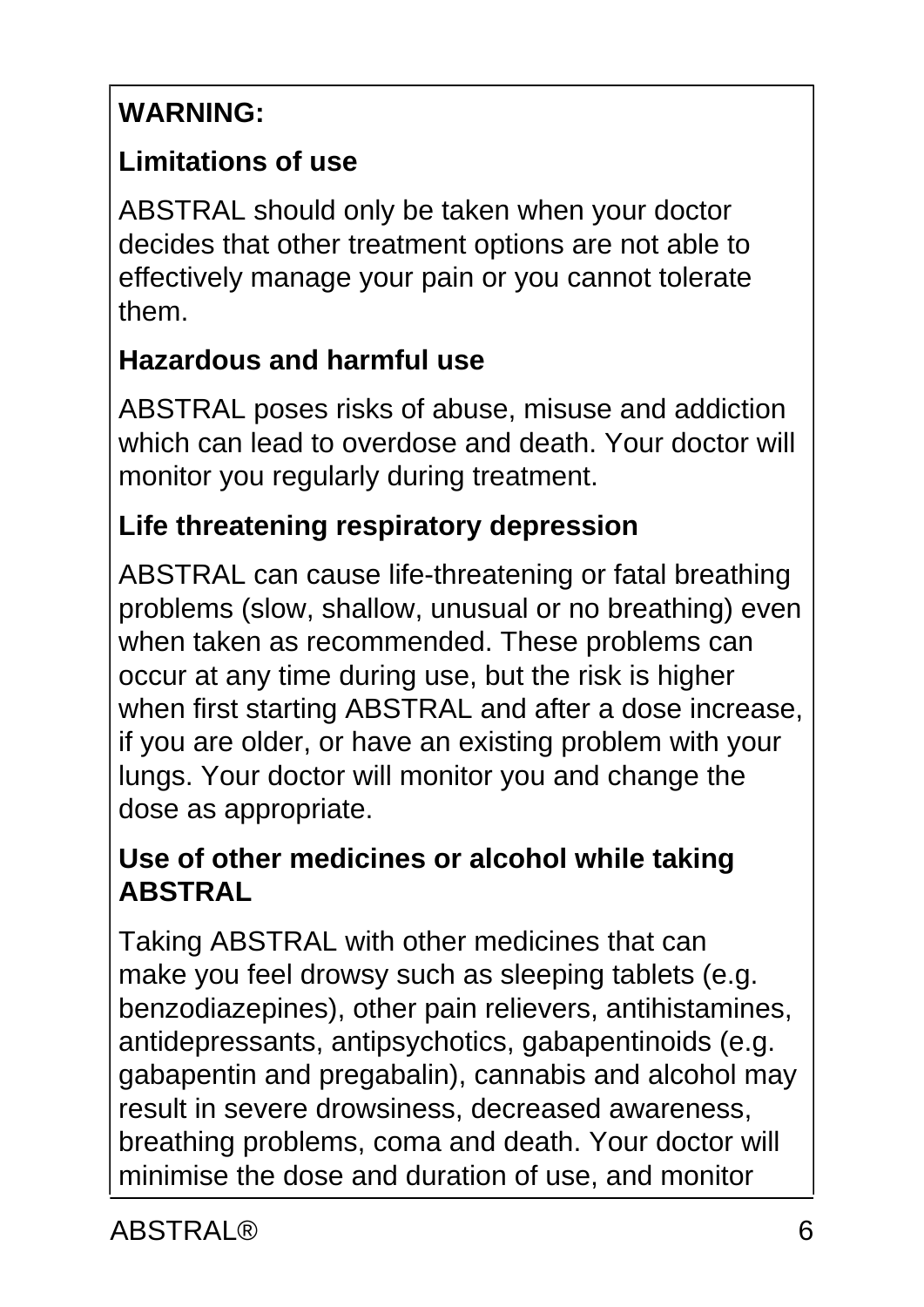**WARNING:**

**Limitations of use**

ABSTRAL should only be taken when your doctor decides that other treatment options are not able to effectively manage your pain or you cannot tolerate them.

**Hazardous and harmful use**

ABSTRAL poses risks of abuse, misuse and addiction which can lead to overdose and death. Your doctor will monitor you regularly during treatment.

**Life threatening respiratory depression**

ABSTRAL can cause life-threatening or fatal breathing problems (slow, shallow, unusual or no breathing) even when taken as recommended. These problems can occur at any time during use, but the risk is higher when first starting ABSTRAL and after a dose increase, if you are older, or have an existing problem with your lungs. Your doctor will monitor you and change the dose as appropriate.

**Use of other medicines or alcohol while taking ABSTRAL**

Taking ABSTRAL with other medicines that can make you feel drowsy such as sleeping tablets (e.g. benzodiazepines), other pain relievers, antihistamines, antidepressants, antipsychotics, gabapentinoids (e.g. gabapentin and pregabalin), cannabis and alcohol may result in severe drowsiness, decreased awareness, breathing problems, coma and death. Your doctor will minimise the dose and duration of use, and monitor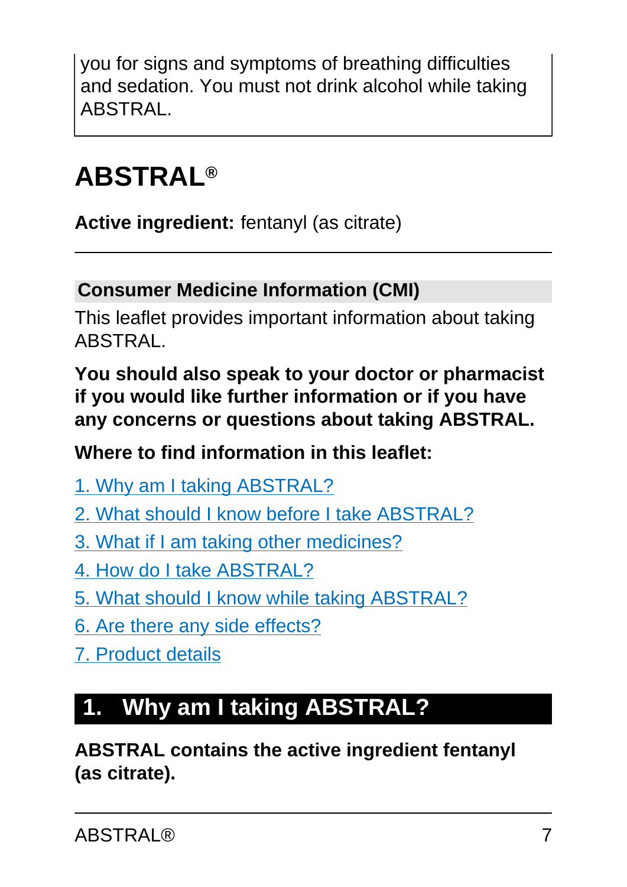you for signs and symptoms of breathing difficulties and sedation. You must not drink alcohol while taking ABSTRAL.

# ABSTRAL®

**Active ingredient:** fentanyl (as citrate)

## Consumer Medicine Information (CMI)

This leaflet provides important information about taking ABSTRAL.

**You should also speak to your doctor or pharmacist if you would like further information or if you have any concerns or questions about taking ABSTRAL.**

**Where to find information in this leaflet:**

1. Why am I taking ABSTRAL?
2. What should I know before I take ABSTRAL?
3. What if I am taking other medicines?
4. How do I take ABSTRAL?
5. What should I know while taking ABSTRAL?
6. Are there any side effects?
7. Product details

## 1. Why am I taking ABSTRAL?

**ABSTRAL contains the active ingredient fentanyl (as citrate).**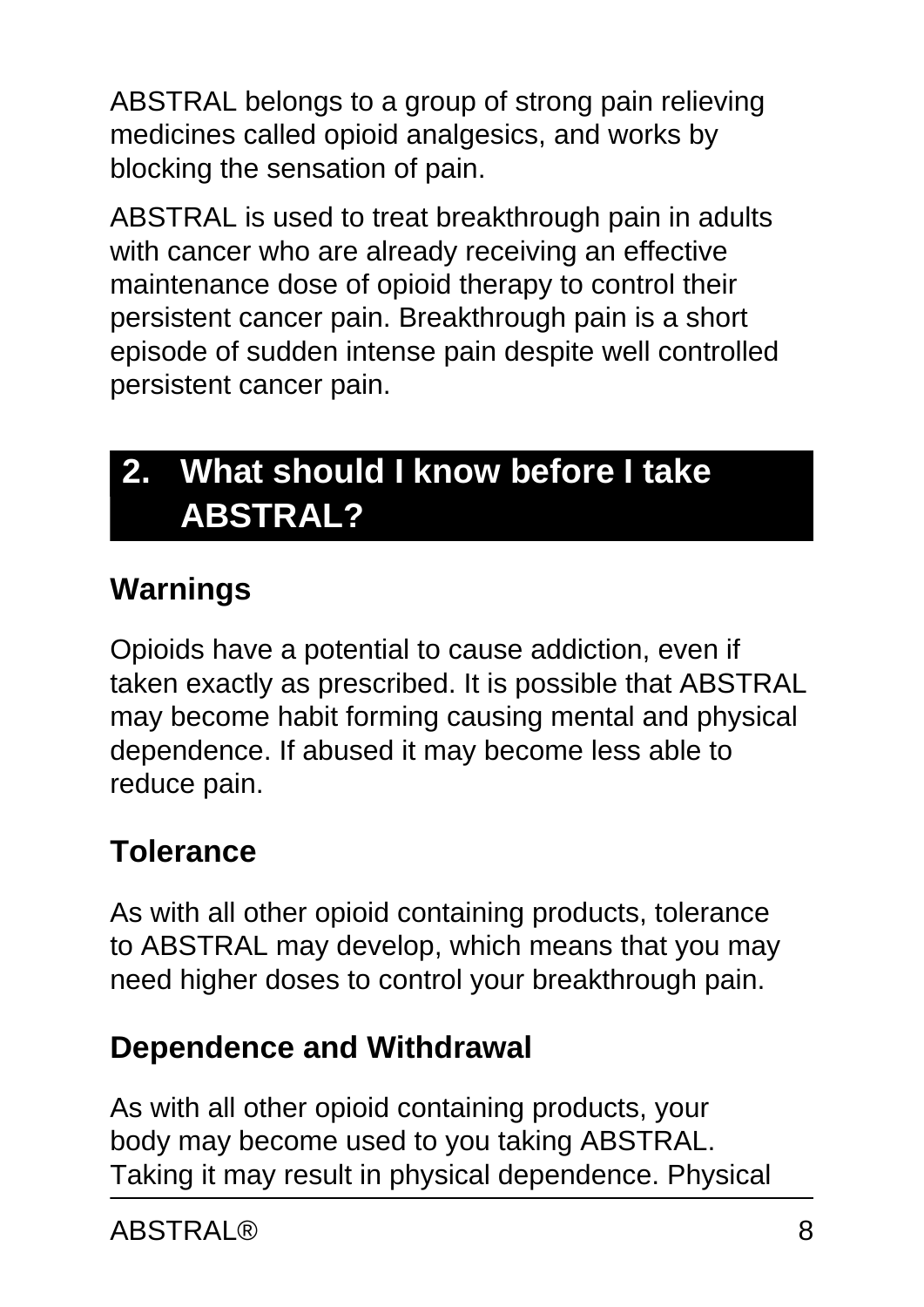ABSTRAL belongs to a group of strong pain relieving medicines called opioid analgesics, and works by blocking the sensation of pain.

ABSTRAL is used to treat breakthrough pain in adults with cancer who are already receiving an effective maintenance dose of opioid therapy to control their persistent cancer pain. Breakthrough pain is a short episode of sudden intense pain despite well controlled persistent cancer pain.

## 2. What should I know before I take ABSTRAL?

### Warnings

Opioids have a potential to cause addiction, even if taken exactly as prescribed. It is possible that ABSTRAL may become habit forming causing mental and physical dependence. If abused it may become less able to reduce pain.

### Tolerance

As with all other opioid containing products, tolerance to ABSTRAL may develop, which means that you may need higher doses to control your breakthrough pain.

### Dependence and Withdrawal

As with all other opioid containing products, your body may become used to you taking ABSTRAL. Taking it may result in physical dependence. Physical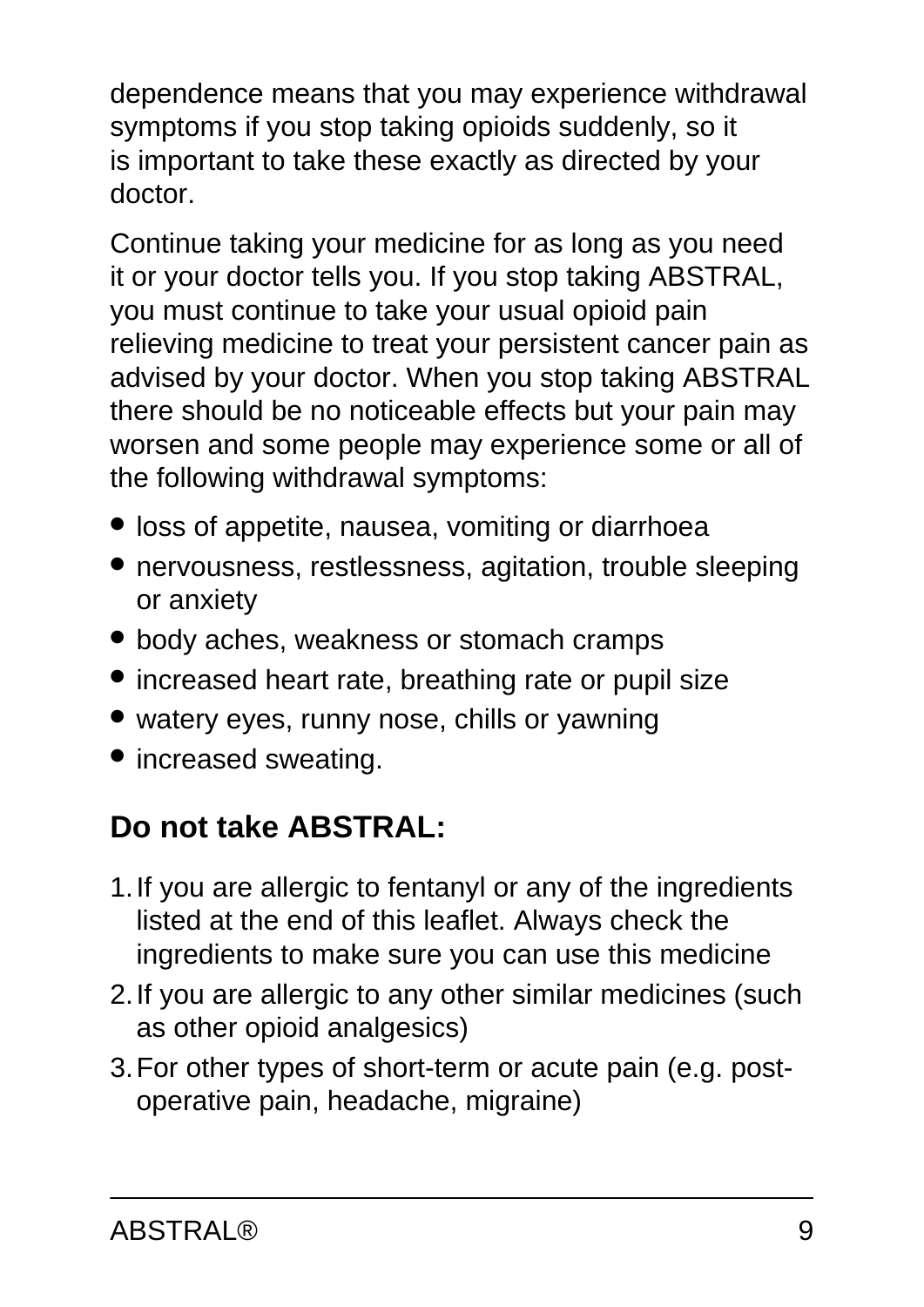dependence means that you may experience withdrawal symptoms if you stop taking opioids suddenly, so it is important to take these exactly as directed by your doctor.

Continue taking your medicine for as long as you need it or your doctor tells you. If you stop taking ABSTRAL, you must continue to take your usual opioid pain relieving medicine to treat your persistent cancer pain as advised by your doctor. When you stop taking ABSTRAL there should be no noticeable effects but your pain may worsen and some people may experience some or all of the following withdrawal symptoms:

- loss of appetite, nausea, vomiting or diarrhoea
- nervousness, restlessness, agitation, trouble sleeping or anxiety
- body aches, weakness or stomach cramps
- increased heart rate, breathing rate or pupil size
- watery eyes, runny nose, chills or yawning
- increased sweating.

## Do not take ABSTRAL:

1. If you are allergic to fentanyl or any of the ingredients listed at the end of this leaflet. Always check the ingredients to make sure you can use this medicine
2. If you are allergic to any other similar medicines (such as other opioid analgesics)
3. For other types of short-term or acute pain (e.g. post-operative pain, headache, migraine)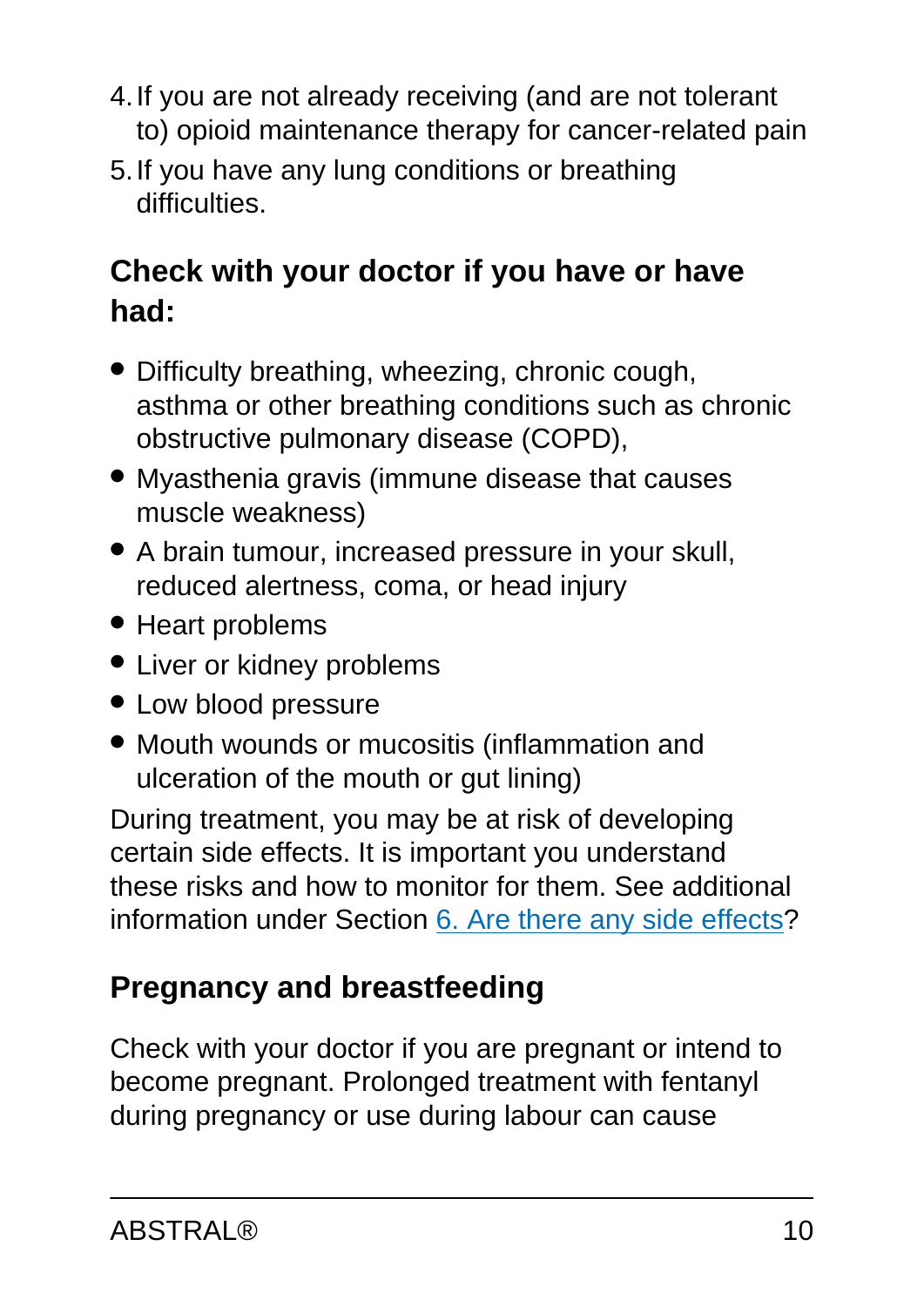4. If you are not already receiving (and are not tolerant to) opioid maintenance therapy for cancer-related pain
5. If you have any lung conditions or breathing difficulties.

### Check with your doctor if you have or have had:

- Difficulty breathing, wheezing, chronic cough, asthma or other breathing conditions such as chronic obstructive pulmonary disease (COPD),
- Myasthenia gravis (immune disease that causes muscle weakness)
- A brain tumour, increased pressure in your skull, reduced alertness, coma, or head injury
- Heart problems
- Liver or kidney problems
- Low blood pressure
- Mouth wounds or mucositis (inflammation and ulceration of the mouth or gut lining)

During treatment, you may be at risk of developing certain side effects. It is important you understand these risks and how to monitor for them. See additional information under Section [6. Are there any side effects](#)?

### Pregnancy and breastfeeding

Check with your doctor if you are pregnant or intend to become pregnant. Prolonged treatment with fentanyl during pregnancy or use during labour can cause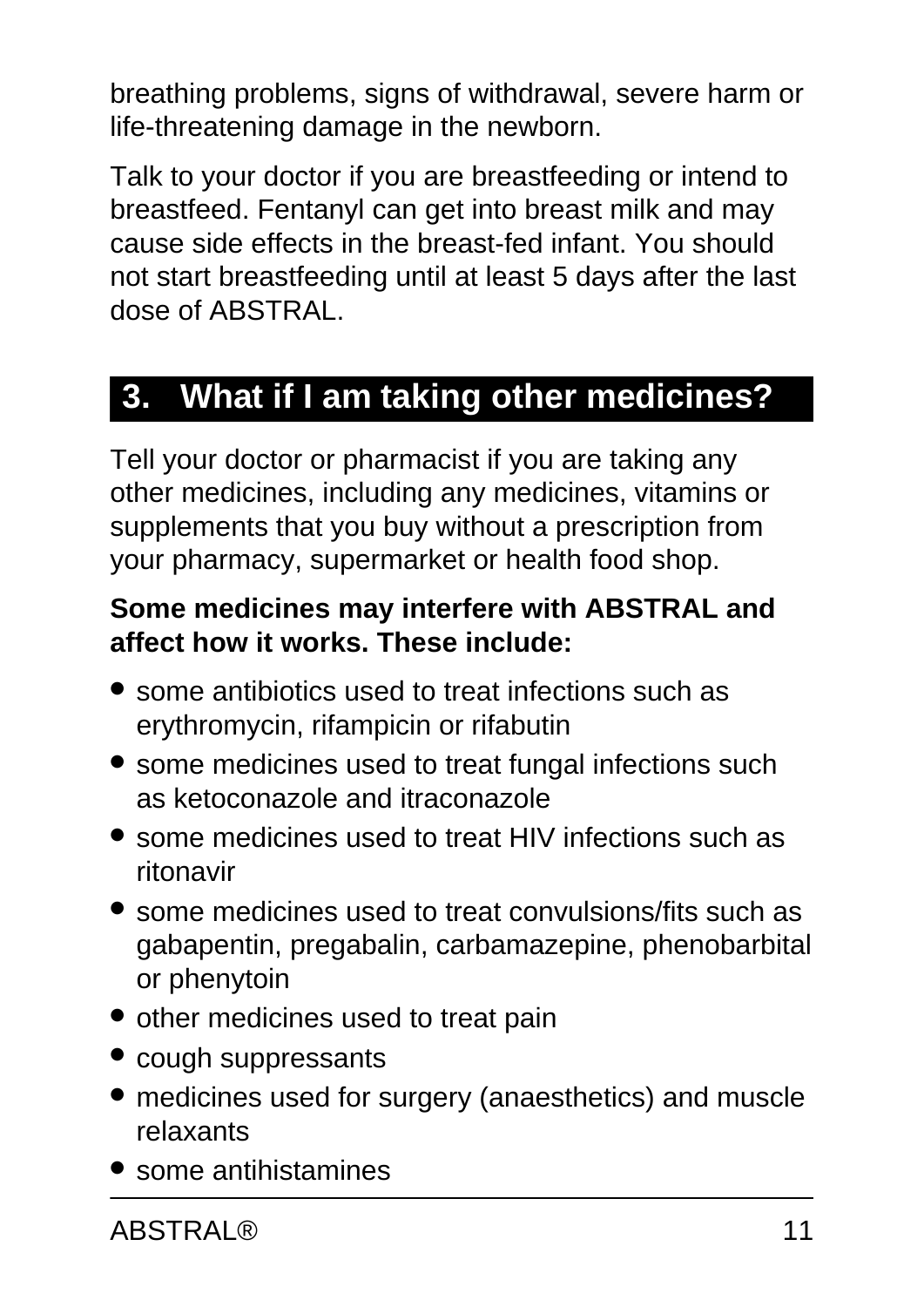breathing problems, signs of withdrawal, severe harm or life-threatening damage in the newborn.

Talk to your doctor if you are breastfeeding or intend to breastfeed. Fentanyl can get into breast milk and may cause side effects in the breast-fed infant. You should not start breastfeeding until at least 5 days after the last dose of ABSTRAL.

## 3. What if I am taking other medicines?

Tell your doctor or pharmacist if you are taking any other medicines, including any medicines, vitamins or supplements that you buy without a prescription from your pharmacy, supermarket or health food shop.

**Some medicines may interfere with ABSTRAL and affect how it works. These include:**

- some antibiotics used to treat infections such as erythromycin, rifampicin or rifabutin
- some medicines used to treat fungal infections such as ketoconazole and itraconazole
- some medicines used to treat HIV infections such as ritonavir
- some medicines used to treat convulsions/fits such as gabapentin, pregabalin, carbamazepine, phenobarbital or phenytoin
- other medicines used to treat pain
- cough suppressants
- medicines used for surgery (anaesthetics) and muscle relaxants
- some antihistamines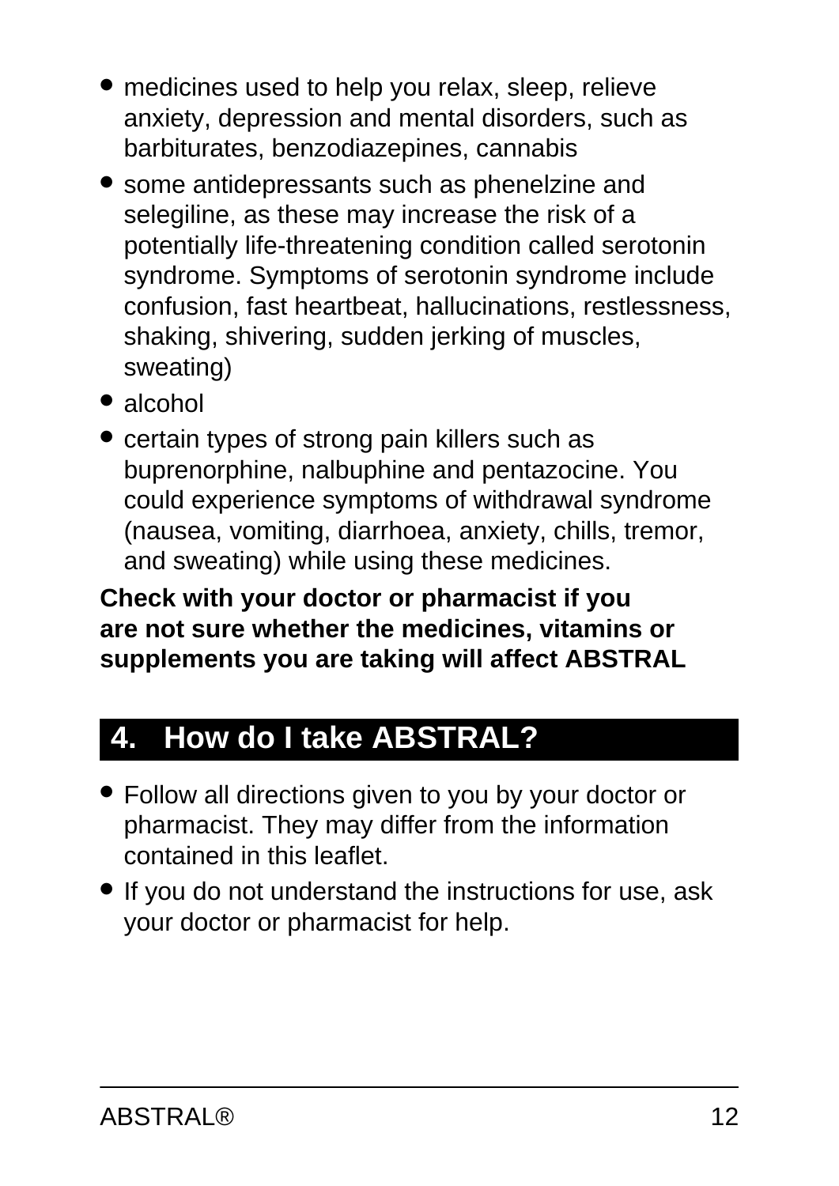- medicines used to help you relax, sleep, relieve anxiety, depression and mental disorders, such as barbiturates, benzodiazepines, cannabis
- some antidepressants such as phenelzine and selegiline, as these may increase the risk of a potentially life-threatening condition called serotonin syndrome. Symptoms of serotonin syndrome include confusion, fast heartbeat, hallucinations, restlessness, shaking, shivering, sudden jerking of muscles, sweating)
- alcohol
- certain types of strong pain killers such as buprenorphine, nalbuphine and pentazocine. You could experience symptoms of withdrawal syndrome (nausea, vomiting, diarrhoea, anxiety, chills, tremor, and sweating) while using these medicines.

**Check with your doctor or pharmacist if you are not sure whether the medicines, vitamins or supplements you are taking will affect ABSTRAL**

## 4. How do I take ABSTRAL?

- Follow all directions given to you by your doctor or pharmacist. They may differ from the information contained in this leaflet.
- If you do not understand the instructions for use, ask your doctor or pharmacist for help.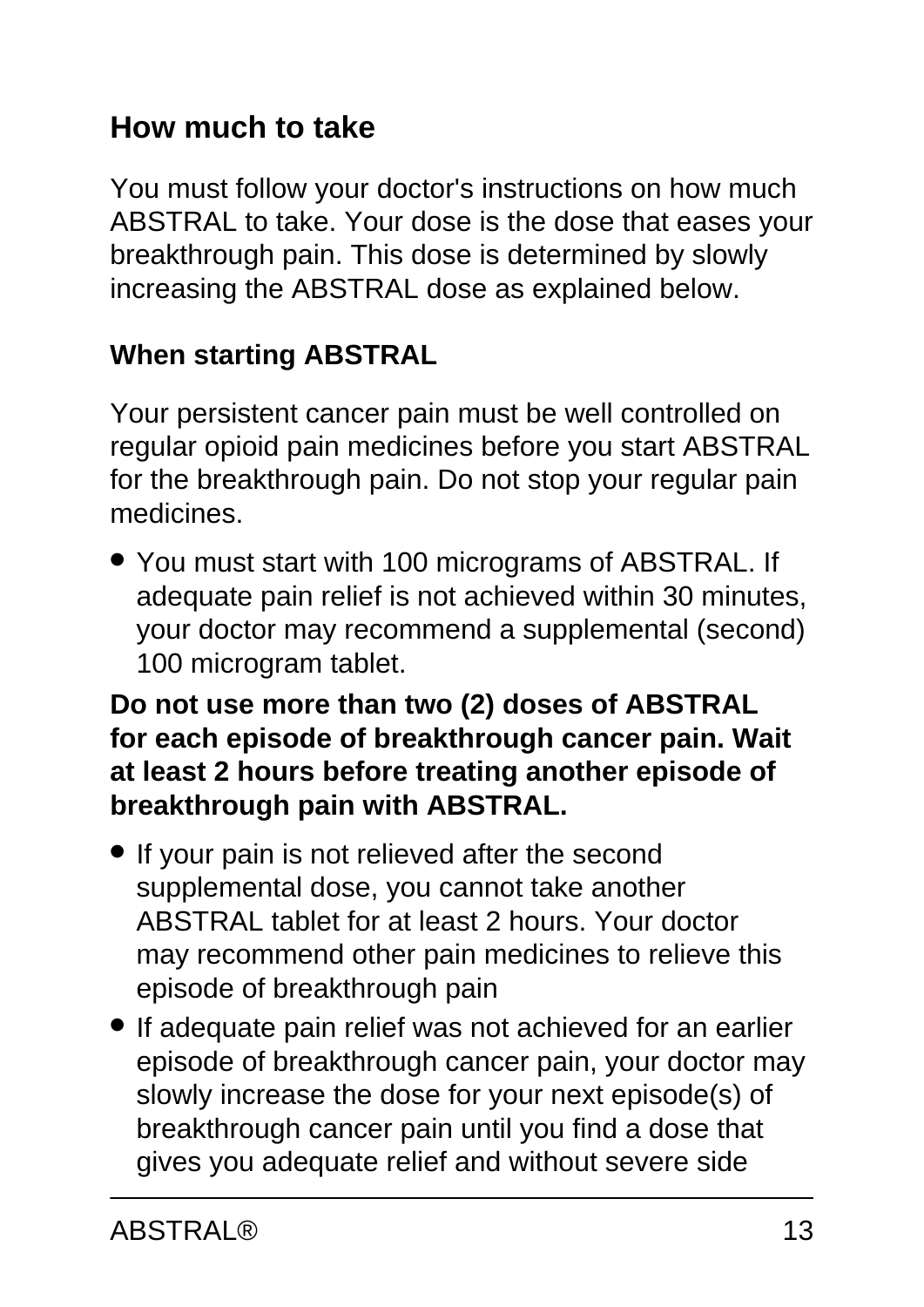## How much to take

You must follow your doctor's instructions on how much ABSTRAL to take. Your dose is the dose that eases your breakthrough pain. This dose is determined by slowly increasing the ABSTRAL dose as explained below.

### When starting ABSTRAL

Your persistent cancer pain must be well controlled on regular opioid pain medicines before you start ABSTRAL for the breakthrough pain. Do not stop your regular pain medicines.

- You must start with 100 micrograms of ABSTRAL. If adequate pain relief is not achieved within 30 minutes, your doctor may recommend a supplemental (second) 100 microgram tablet.

**Do not use more than two (2) doses of ABSTRAL for each episode of breakthrough cancer pain. Wait at least 2 hours before treating another episode of breakthrough pain with ABSTRAL.**

- If your pain is not relieved after the second supplemental dose, you cannot take another ABSTRAL tablet for at least 2 hours. Your doctor may recommend other pain medicines to relieve this episode of breakthrough pain
- If adequate pain relief was not achieved for an earlier episode of breakthrough cancer pain, your doctor may slowly increase the dose for your next episode(s) of breakthrough cancer pain until you find a dose that gives you adequate relief and without severe side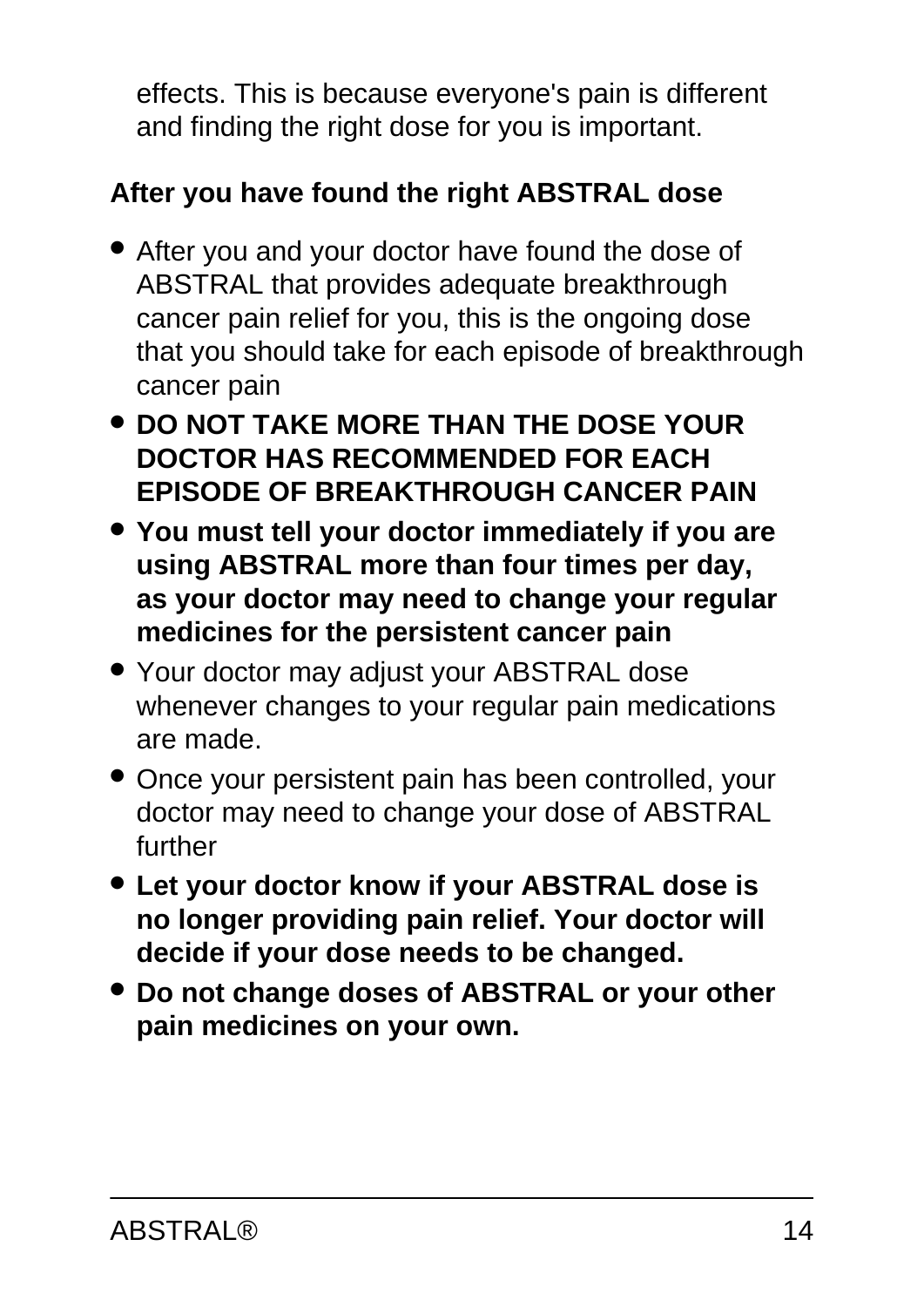effects. This is because everyone's pain is different and finding the right dose for you is important.

**After you have found the right ABSTRAL dose**

- After you and your doctor have found the dose of ABSTRAL that provides adequate breakthrough cancer pain relief for you, this is the ongoing dose that you should take for each episode of breakthrough cancer pain
- **DO NOT TAKE MORE THAN THE DOSE YOUR DOCTOR HAS RECOMMENDED FOR EACH EPISODE OF BREAKTHROUGH CANCER PAIN**
- **You must tell your doctor immediately if you are using ABSTRAL more than four times per day, as your doctor may need to change your regular medicines for the persistent cancer pain**
- Your doctor may adjust your ABSTRAL dose whenever changes to your regular pain medications are made.
- Once your persistent pain has been controlled, your doctor may need to change your dose of ABSTRAL further
- **Let your doctor know if your ABSTRAL dose is no longer providing pain relief. Your doctor will decide if your dose needs to be changed.**
- **Do not change doses of ABSTRAL or your other pain medicines on your own.**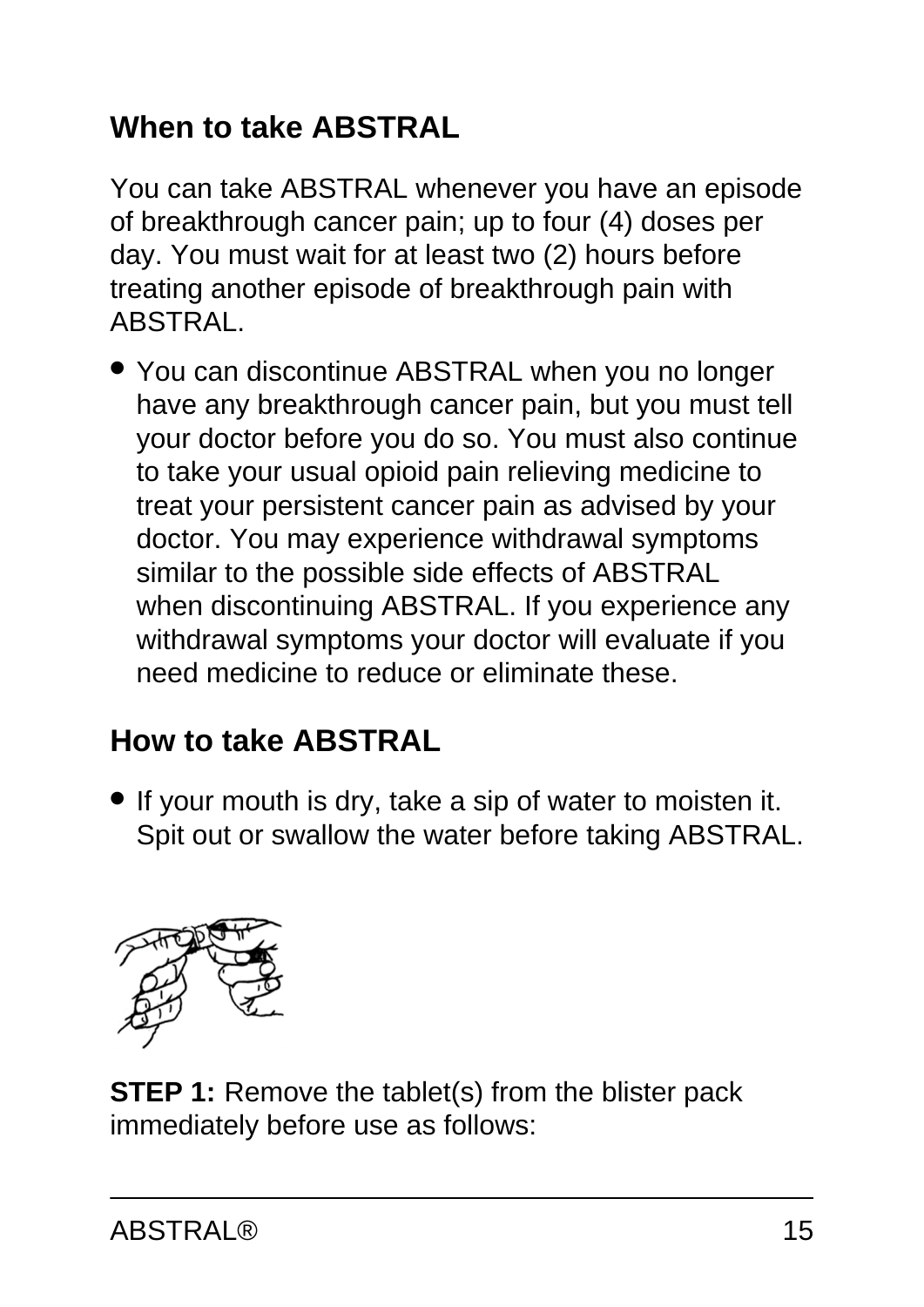## When to take ABSTRAL

You can take ABSTRAL whenever you have an episode of breakthrough cancer pain; up to four (4) doses per day. You must wait for at least two (2) hours before treating another episode of breakthrough pain with ABSTRAL.

- You can discontinue ABSTRAL when you no longer have any breakthrough cancer pain, but you must tell your doctor before you do so. You must also continue to take your usual opioid pain relieving medicine to treat your persistent cancer pain as advised by your doctor. You may experience withdrawal symptoms similar to the possible side effects of ABSTRAL when discontinuing ABSTRAL. If you experience any withdrawal symptoms your doctor will evaluate if you need medicine to reduce or eliminate these.

## How to take ABSTRAL

- If your mouth is dry, take a sip of water to moisten it. Spit out or swallow the water before taking ABSTRAL.

**STEP 1:** Remove the tablet(s) from the blister pack immediately before use as follows: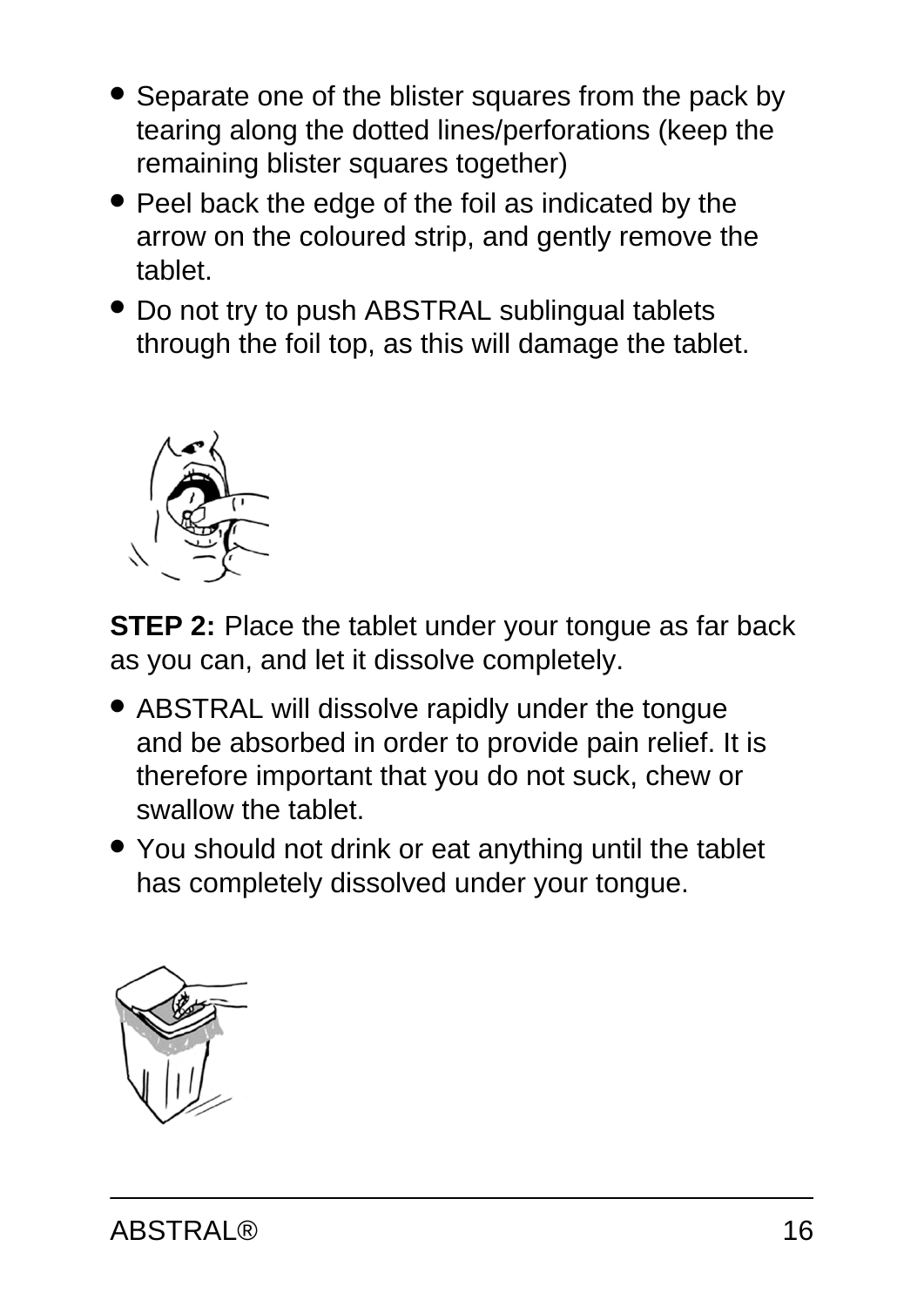- Separate one of the blister squares from the pack by tearing along the dotted lines/perforations (keep the remaining blister squares together)
- Peel back the edge of the foil as indicated by the arrow on the coloured strip, and gently remove the tablet.
- Do not try to push ABSTRAL sublingual tablets through the foil top, as this will damage the tablet.

**STEP 2:** Place the tablet under your tongue as far back as you can, and let it dissolve completely.

- ABSTRAL will dissolve rapidly under the tongue and be absorbed in order to provide pain relief. It is therefore important that you do not suck, chew or swallow the tablet.
- You should not drink or eat anything until the tablet has completely dissolved under your tongue.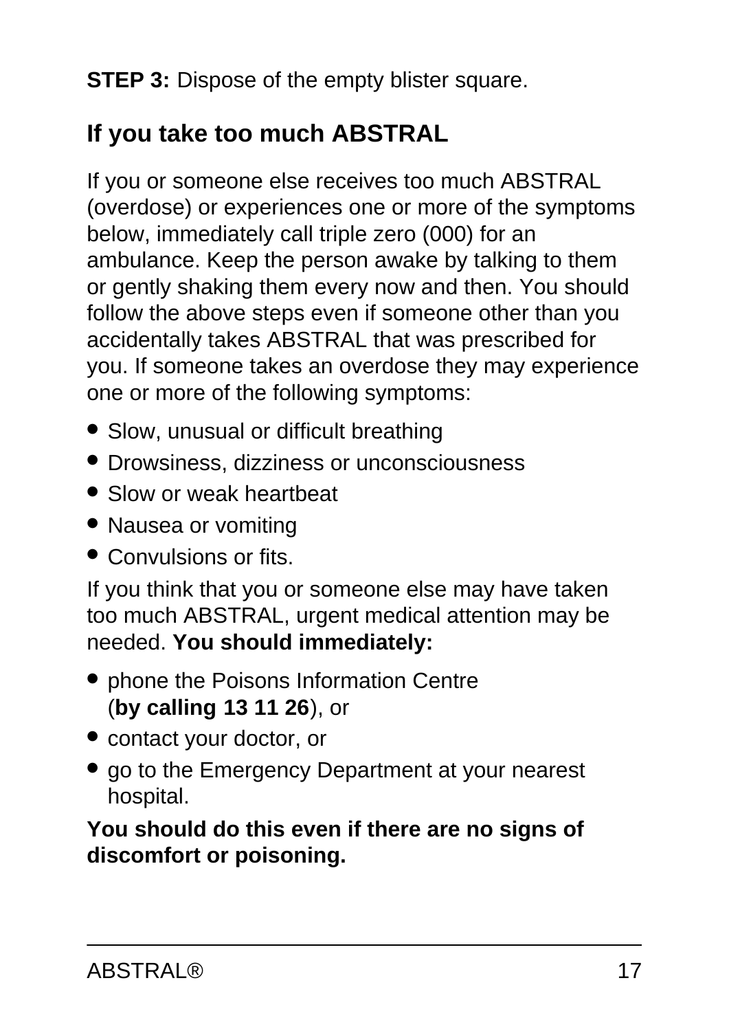**STEP 3:** Dispose of the empty blister square.

## If you take too much ABSTRAL

If you or someone else receives too much ABSTRAL (overdose) or experiences one or more of the symptoms below, immediately call triple zero (000) for an ambulance. Keep the person awake by talking to them or gently shaking them every now and then. You should follow the above steps even if someone other than you accidentally takes ABSTRAL that was prescribed for you. If someone takes an overdose they may experience one or more of the following symptoms:

- Slow, unusual or difficult breathing
- Drowsiness, dizziness or unconsciousness
- Slow or weak heartbeat
- Nausea or vomiting
- Convulsions or fits.

If you think that you or someone else may have taken too much ABSTRAL, urgent medical attention may be needed. **You should immediately:**

- phone the Poisons Information Centre (**by calling 13 11 26**), or
- contact your doctor, or
- go to the Emergency Department at your nearest hospital.

**You should do this even if there are no signs of discomfort or poisoning.**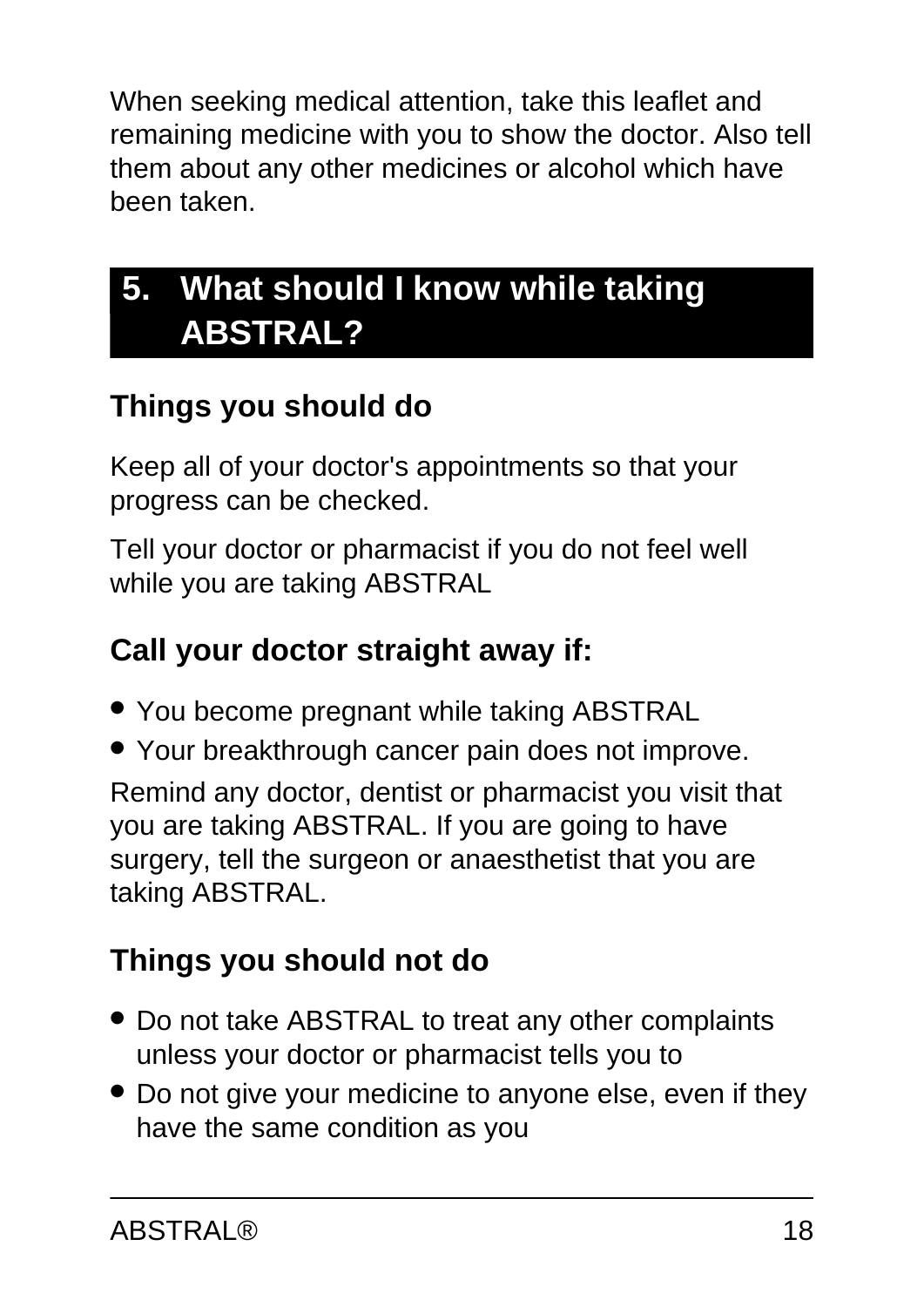When seeking medical attention, take this leaflet and remaining medicine with you to show the doctor. Also tell them about any other medicines or alcohol which have been taken.

## 5. What should I know while taking ABSTRAL?

### Things you should do

Keep all of your doctor's appointments so that your progress can be checked.

Tell your doctor or pharmacist if you do not feel well while you are taking ABSTRAL

### Call your doctor straight away if:

- You become pregnant while taking ABSTRAL
- Your breakthrough cancer pain does not improve.

Remind any doctor, dentist or pharmacist you visit that you are taking ABSTRAL. If you are going to have surgery, tell the surgeon or anaesthetist that you are taking ABSTRAL.

### Things you should not do

- Do not take ABSTRAL to treat any other complaints unless your doctor or pharmacist tells you to
- Do not give your medicine to anyone else, even if they have the same condition as you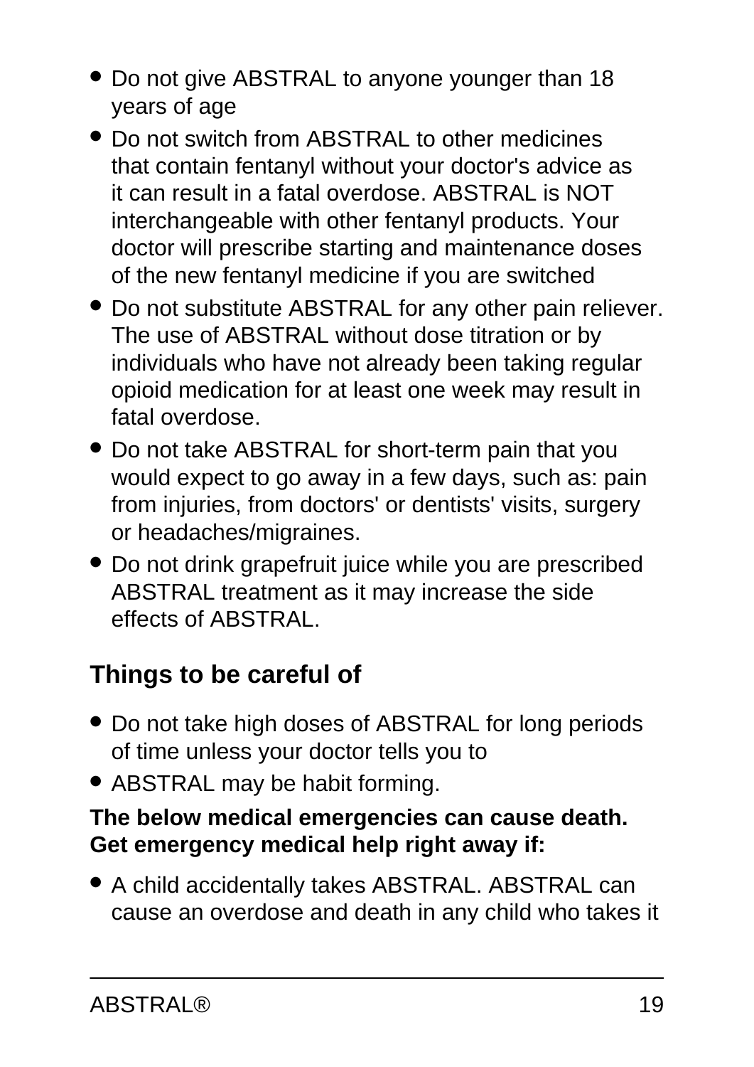- Do not give ABSTRAL to anyone younger than 18 years of age
- Do not switch from ABSTRAL to other medicines that contain fentanyl without your doctor's advice as it can result in a fatal overdose. ABSTRAL is NOT interchangeable with other fentanyl products. Your doctor will prescribe starting and maintenance doses of the new fentanyl medicine if you are switched
- Do not substitute ABSTRAL for any other pain reliever. The use of ABSTRAL without dose titration or by individuals who have not already been taking regular opioid medication for at least one week may result in fatal overdose.
- Do not take ABSTRAL for short-term pain that you would expect to go away in a few days, such as: pain from injuries, from doctors' or dentists' visits, surgery or headaches/migraines.
- Do not drink grapefruit juice while you are prescribed ABSTRAL treatment as it may increase the side effects of ABSTRAL.

## Things to be careful of

- Do not take high doses of ABSTRAL for long periods of time unless your doctor tells you to
- ABSTRAL may be habit forming.

**The below medical emergencies can cause death. Get emergency medical help right away if:**

- A child accidentally takes ABSTRAL. ABSTRAL can cause an overdose and death in any child who takes it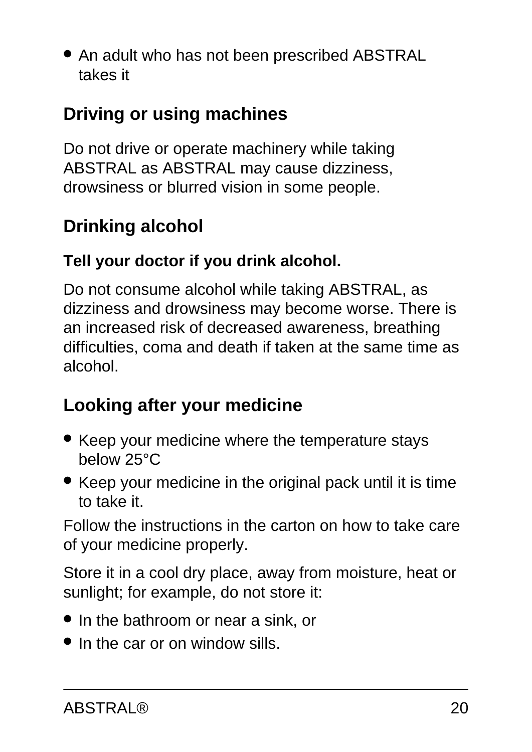- An adult who has not been prescribed ABSTRAL takes it

## Driving or using machines

Do not drive or operate machinery while taking ABSTRAL as ABSTRAL may cause dizziness, drowsiness or blurred vision in some people.

## Drinking alcohol

**Tell your doctor if you drink alcohol.**

Do not consume alcohol while taking ABSTRAL, as dizziness and drowsiness may become worse. There is an increased risk of decreased awareness, breathing difficulties, coma and death if taken at the same time as alcohol.

## Looking after your medicine

- Keep your medicine where the temperature stays below 25°C
- Keep your medicine in the original pack until it is time to take it.

Follow the instructions in the carton on how to take care of your medicine properly.

Store it in a cool dry place, away from moisture, heat or sunlight; for example, do not store it:

- In the bathroom or near a sink, or
- In the car or on window sills.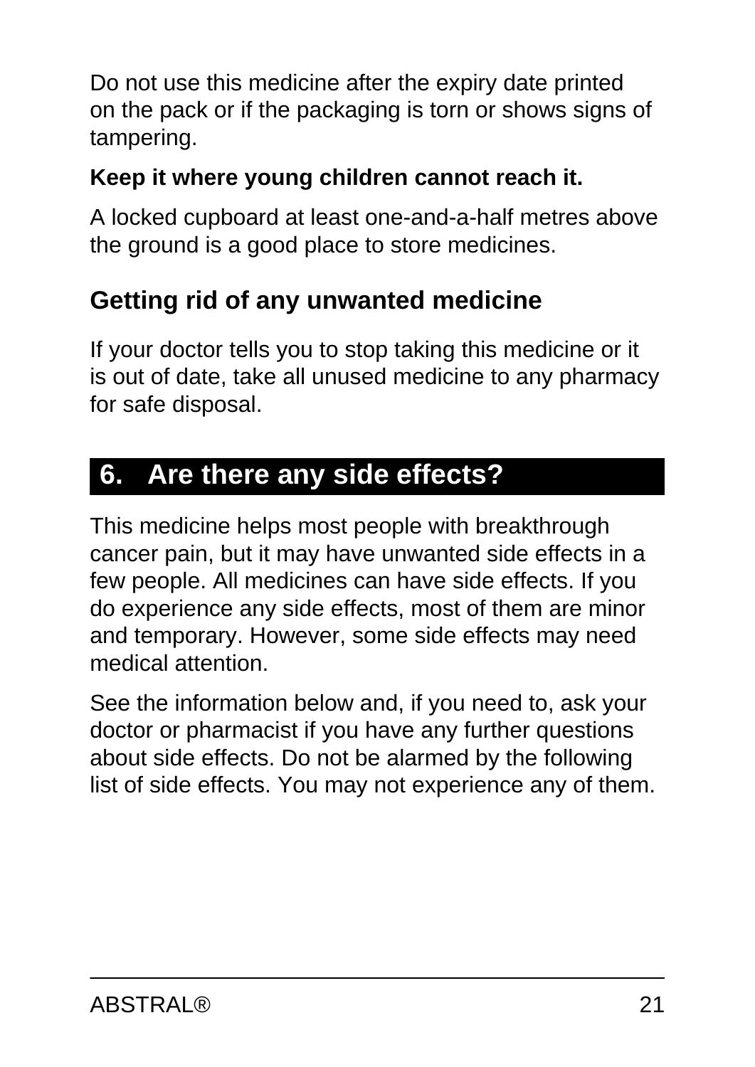Do not use this medicine after the expiry date printed on the pack or if the packaging is torn or shows signs of tampering.

**Keep it where young children cannot reach it.**

A locked cupboard at least one-and-a-half metres above the ground is a good place to store medicines.

### Getting rid of any unwanted medicine

If your doctor tells you to stop taking this medicine or it is out of date, take all unused medicine to any pharmacy for safe disposal.

## 6. Are there any side effects?

This medicine helps most people with breakthrough cancer pain, but it may have unwanted side effects in a few people. All medicines can have side effects. If you do experience any side effects, most of them are minor and temporary. However, some side effects may need medical attention.

See the information below and, if you need to, ask your doctor or pharmacist if you have any further questions about side effects. Do not be alarmed by the following list of side effects. You may not experience any of them.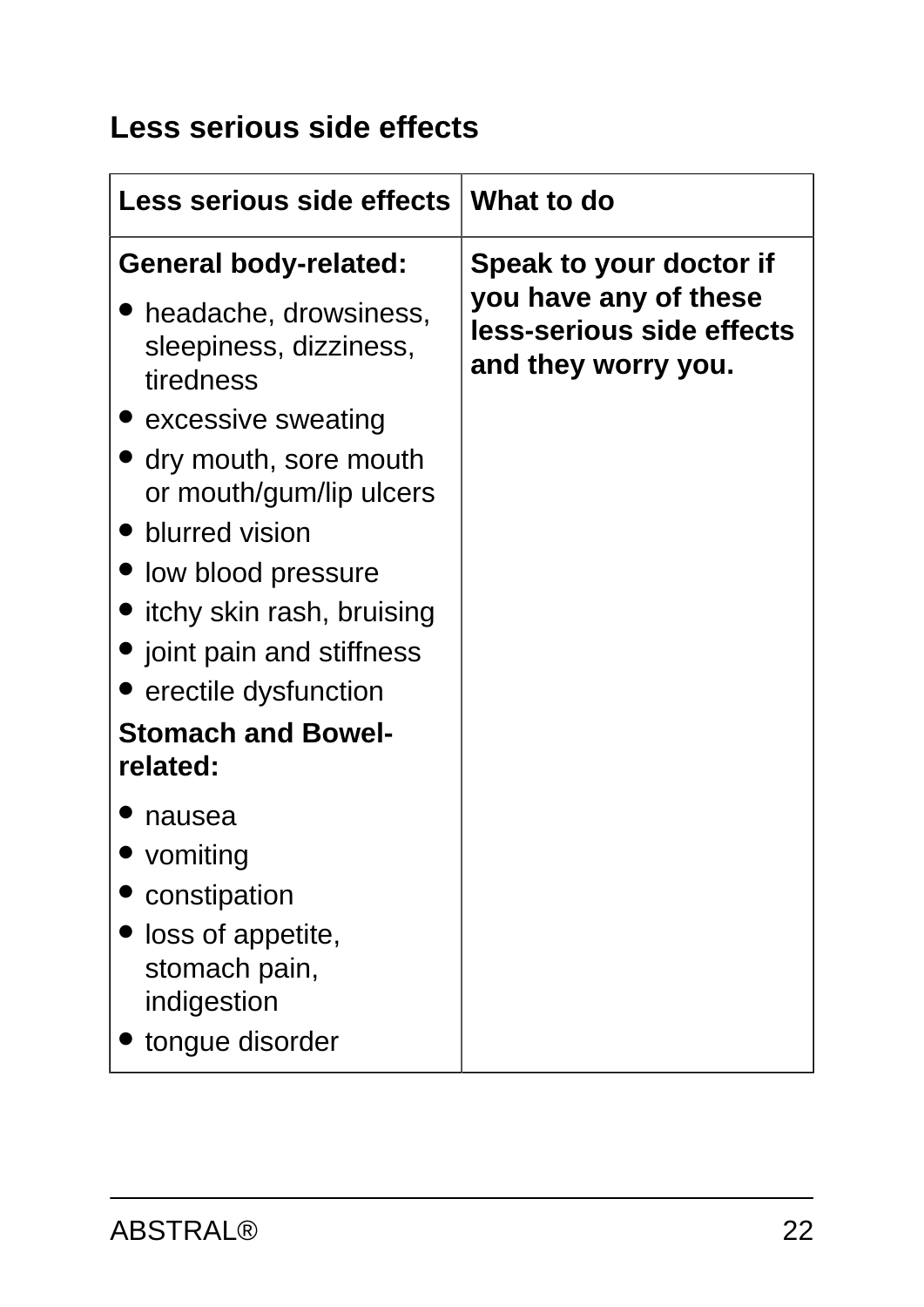### Less serious side effects

| Less serious side effects | What to do |
|---|---|
| **General body-related:**<br>• headache, drowsiness, sleepiness, dizziness, tiredness<br>• excessive sweating<br>• dry mouth, sore mouth or mouth/gum/lip ulcers<br>• blurred vision<br>• low blood pressure<br>• itchy skin rash, bruising<br>• joint pain and stiffness<br>• erectile dysfunction<br>**Stomach and Bowel-related:**<br>• nausea<br>• vomiting<br>• constipation<br>• loss of appetite, stomach pain, indigestion<br>• tongue disorder | **Speak to your doctor if you have any of these less-serious side effects and they worry you.** |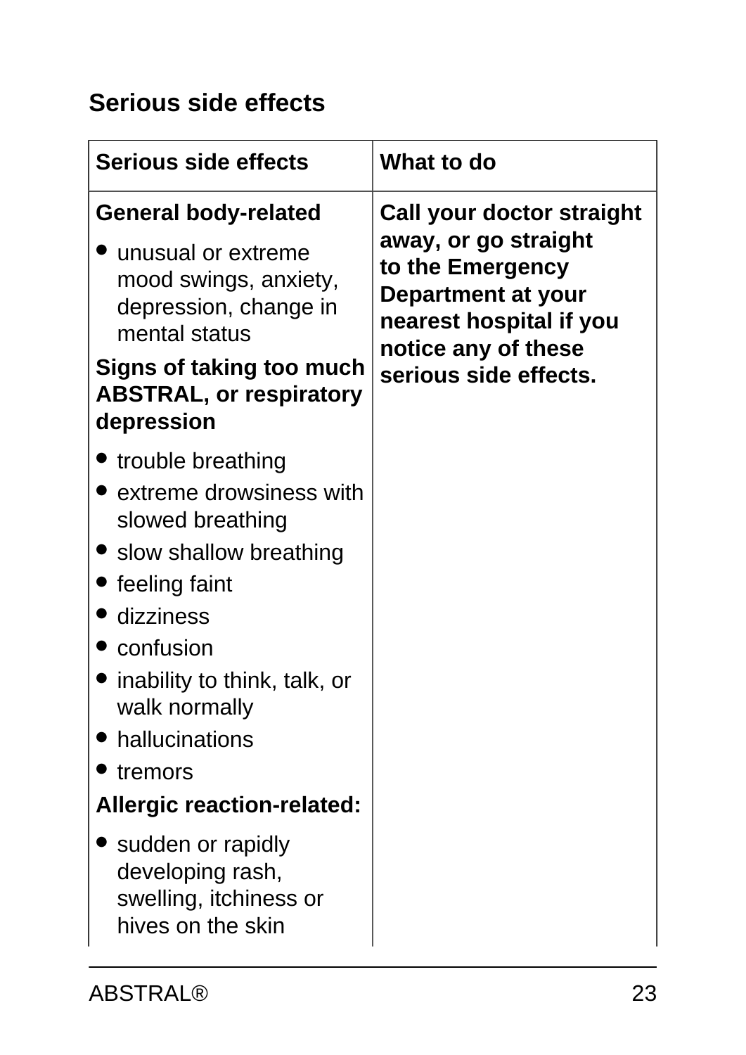## Serious side effects

| Serious side effects | What to do |
| --- | --- |
| **General body-related**<br>• unusual or extreme mood swings, anxiety, depression, change in mental status<br>**Signs of taking too much ABSTRAL, or respiratory depression**<br>• trouble breathing<br>• extreme drowsiness with slowed breathing<br>• slow shallow breathing<br>• feeling faint<br>• dizziness<br>• confusion<br>• inability to think, talk, or walk normally<br>• hallucinations<br>• tremors<br>**Allergic reaction-related:**<br>• sudden or rapidly developing rash, swelling, itchiness or hives on the skin | **Call your doctor straight away, or go straight to the Emergency Department at your nearest hospital if you notice any of these serious side effects.** |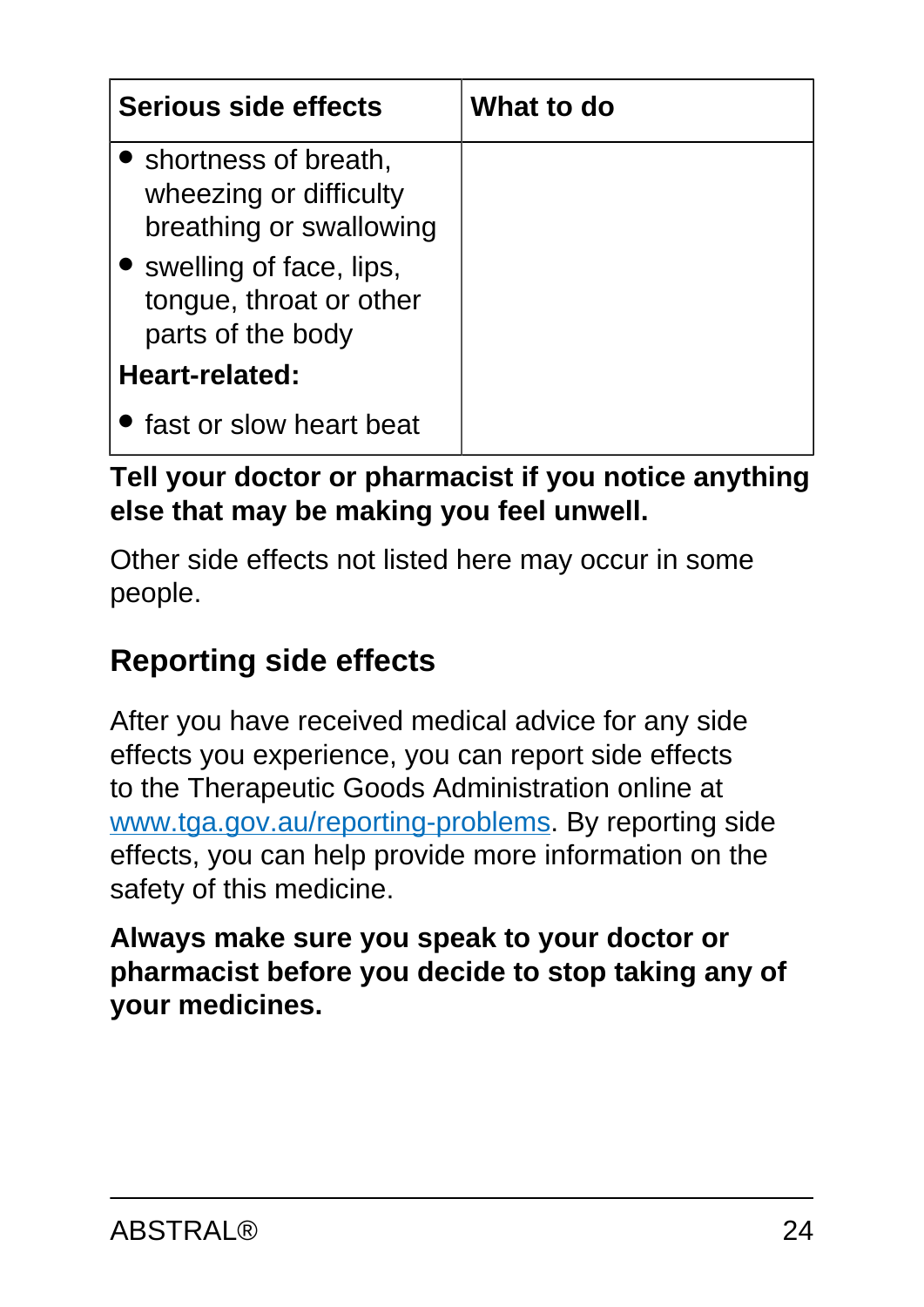| Serious side effects | What to do |
|---|---|
| • shortness of breath, wheezing or difficulty breathing or swallowing<br>• swelling of face, lips, tongue, throat or other parts of the body<br>**Heart-related:**<br>• fast or slow heart beat | |

**Tell your doctor or pharmacist if you notice anything else that may be making you feel unwell.**

Other side effects not listed here may occur in some people.

## Reporting side effects

After you have received medical advice for any side effects you experience, you can report side effects to the Therapeutic Goods Administration online at [www.tga.gov.au/reporting-problems](http://www.tga.gov.au/reporting-problems). By reporting side effects, you can help provide more information on the safety of this medicine.

**Always make sure you speak to your doctor or pharmacist before you decide to stop taking any of your medicines.**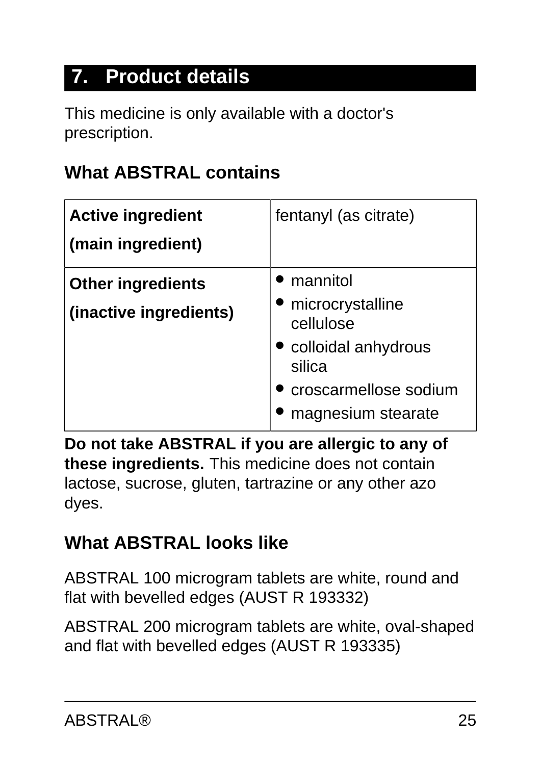## 7. Product details

This medicine is only available with a doctor's prescription.

### What ABSTRAL contains

| | |
|---|---|
| **Active ingredient (main ingredient)** | fentanyl (as citrate) |
| **Other ingredients (inactive ingredients)** | • mannitol<br>• microcrystalline cellulose<br>• colloidal anhydrous silica<br>• croscarmellose sodium<br>• magnesium stearate |

**Do not take ABSTRAL if you are allergic to any of these ingredients.** This medicine does not contain lactose, sucrose, gluten, tartrazine or any other azo dyes.

### What ABSTRAL looks like

ABSTRAL 100 microgram tablets are white, round and flat with bevelled edges (AUST R 193332)

ABSTRAL 200 microgram tablets are white, oval-shaped and flat with bevelled edges (AUST R 193335)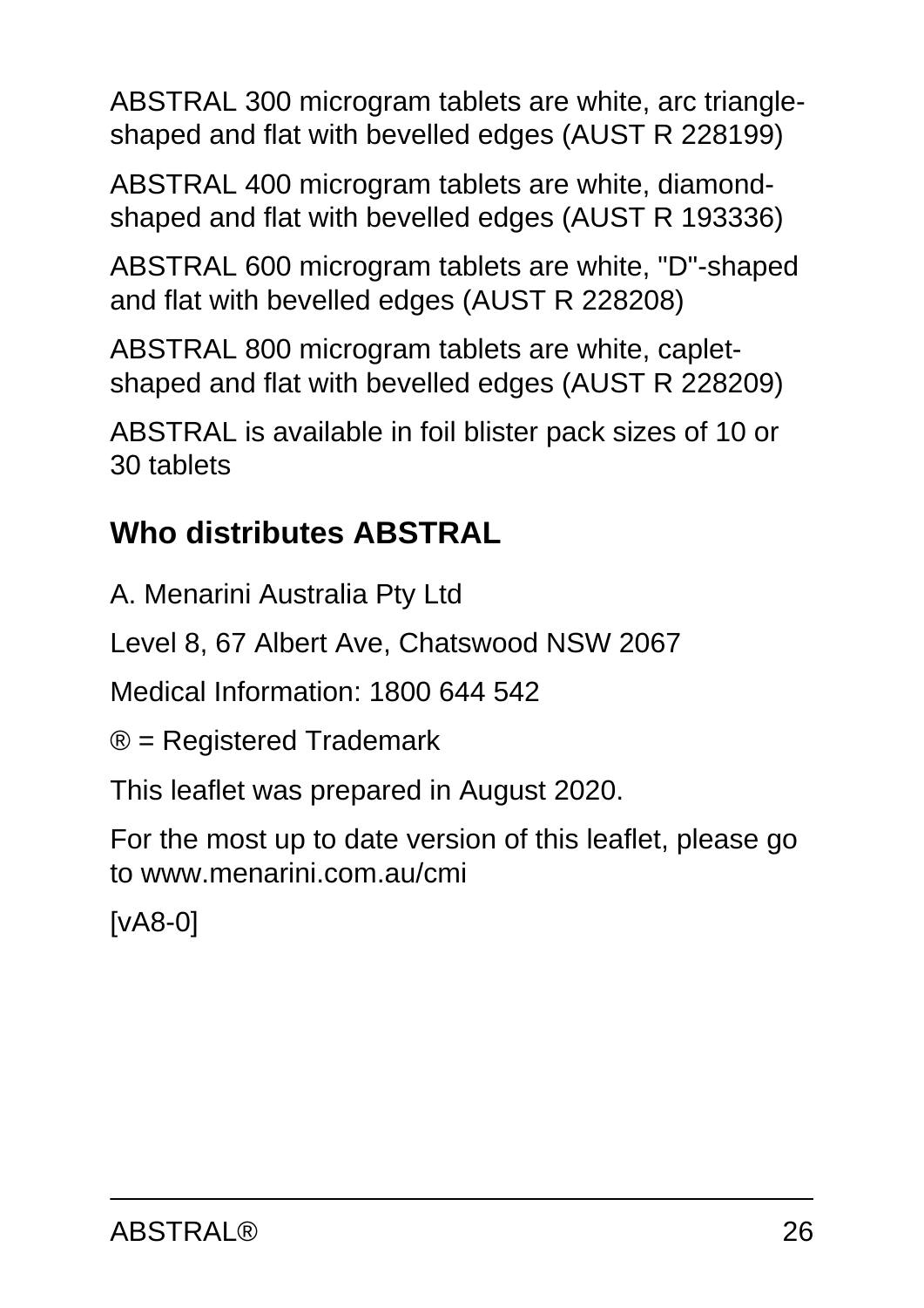ABSTRAL 300 microgram tablets are white, arc triangle-shaped and flat with bevelled edges (AUST R 228199)

ABSTRAL 400 microgram tablets are white, diamond-shaped and flat with bevelled edges (AUST R 193336)

ABSTRAL 600 microgram tablets are white, "D"-shaped and flat with bevelled edges (AUST R 228208)

ABSTRAL 800 microgram tablets are white, caplet-shaped and flat with bevelled edges (AUST R 228209)

ABSTRAL is available in foil blister pack sizes of 10 or 30 tablets

## Who distributes ABSTRAL

A. Menarini Australia Pty Ltd

Level 8, 67 Albert Ave, Chatswood NSW 2067

Medical Information: 1800 644 542

® = Registered Trademark

This leaflet was prepared in August 2020.

For the most up to date version of this leaflet, please go to www.menarini.com.au/cmi

[vA8-0]